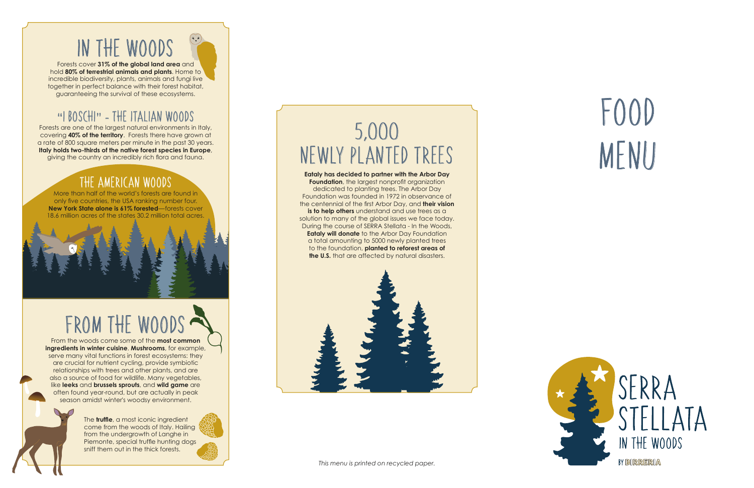# IN THE WOODS

Forests cover **31% of the global land area** and hold **80% of terrestrial animals and plants**. Home to incredible biodiversity, plants, animals and fungi live together in perfect balance with their forest habitat, guaranteeing the survival of these ecosystems.

## "I BOSCHI" - THE ITALIAN WOODS

Forests are one of the largest natural environments in Italy, covering **40% of the territory**. Forests there have grown at a rate of 800 square meters per minute in the past 30 years. **Italy holds two-thirds of the native forest species in Europe**, giving the country an incredibly rich flora and fauna.

## THE AMERICAN WOODS

More than half of the world's forests are found in only five countries, the USA ranking number four. **New York State alone is 61% forested**—forests cover 18.6 million acres of the states 30.2 million total acres.

# FROM THE WOODS

From the woods come some of the **most common ingredients in winter cuisine**. **Mushrooms**, for example, serve many vital functions in forest ecosystems: they are crucial for nutrient cycling, provide symbiotic relationships with trees and other plants, and are also a source of food for wildlife. Many vegetables, like **leeks** and **brussels sprouts**, and **wild game** are often found year-round, but are actually in peak season amidst winter's woodsy environment.

The **truffle**, a most iconic ingredient come from the woods of Italy. Hailing from the undergrowth of Langhe in Piemonte, special truffle hunting dogs sniff them out in the thick forests.

# 5,000 NEWLY PLANTED TREES

**Eataly has decided to partner with the Arbor Day Foundation**, the largest nonprofit organization dedicated to planting trees. The Arbor Day Foundation was founded in 1972 in observance of the centennial of the first Arbor Day, and **their vision is to help others** understand and use trees as a solution to many of the global issues we face today. During the course of SERRA Stellata - In the Woods, **Eataly will donate** to the Arbor Day Foundation a total amounting to 5000 newly planted trees to the foundation, **planted to reforest areas of the U.S.** that are affected by natural disasters.

*This menu is printed on recycled paper.*

# FOOD MENU

SERRA STELLATA

IN THE WOODS

BY BIRRERIA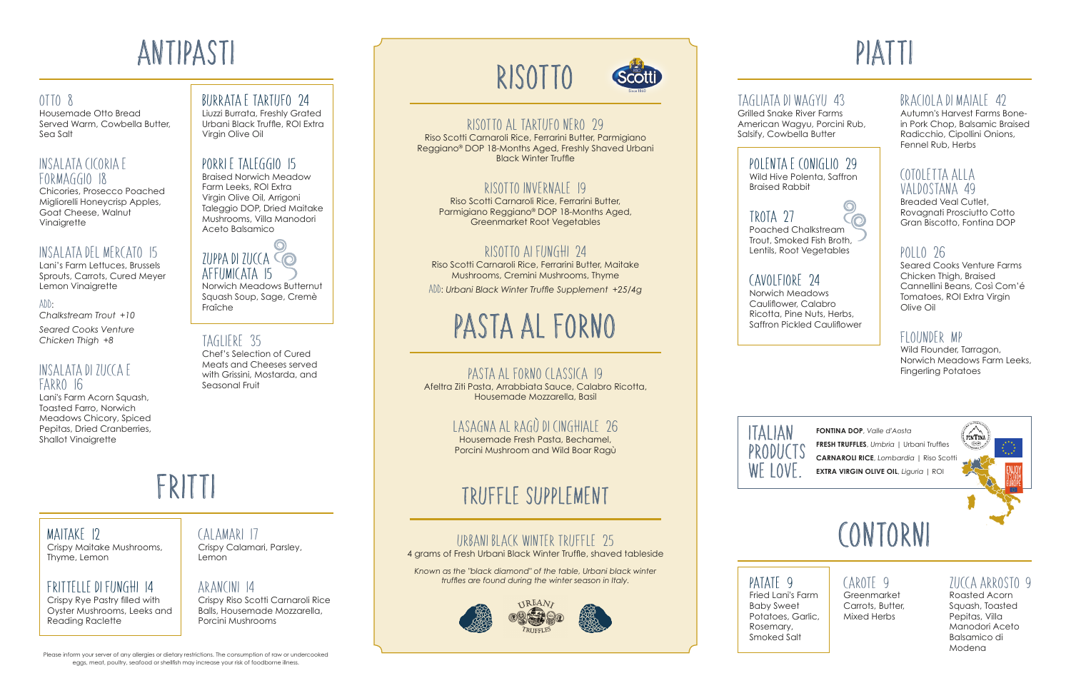# ANTIPASTI

### OTTO 8
Housemade Otto Bread Served Warm, Cowbella Butter, Sea Salt

### INSALATA CICORIA E FORMAGGIO 18
Chicories, Prosecco Poached Migliorelli Honeycrisp Apples, Goat Cheese, Walnut Vinaigrette

### INSALATA DEL MERCATO 15
Lani's Farm Lettuces, Brussels Sprouts, Carrots, Cured Meyer Lemon Vinaigrette

ADD:

*Chalkstream Trout +10*

*Seared Cooks Venture Chicken Thigh +8*

### INSALATA DI ZUCCA E FARRO 16
Lani's Farm Acorn Squash, Toasted Farro, Norwich Meadows Chicory, Spiced Pepitas, Dried Cranberries, Shallot Vinaigrette

### BURRATA E TARTUFO 24
Liuzzi Burrata, Freshly Grated Urbani Black Truffle, ROI Extra Virgin Olive Oil

### PORRI E TALEGGIO 15
Braised Norwich Meadow Farm Leeks, ROI Extra Virgin Olive Oil, Arrigoni Taleggio DOP, Dried Maitake Mushrooms, Villa Manodori Aceto Balsamico

### ZUPPA DI ZUCCA AFFUMICATA 15
Norwich Meadows Butternut Squash Soup, Sage, Cremè Fraîche

### TAGLIERE 35
Chef's Selection of Cured Meats and Cheeses served with Grissini, Mostarda, and Seasonal Fruit

# FRITTI

### MAITAKE 12
Crispy Maitake Mushrooms, Thyme, Lemon

### FRITTELLE DI FUNGHI 14
Crispy Rye Pastry filled with Oyster Mushrooms, Leeks and Reading Raclette

### CALAMARI 17
Crispy Calamari, Parsley, Lemon

### ARANCINI 14
Crispy Riso Scotti Carnaroli Rice Balls, Housemade Mozzarella, Porcini Mushrooms

Please inform your server of any allergies or dietary restrictions. The consumption of raw or undercooked eggs, meat, poultry, seafood or shellfish may increase your risk of foodborne illness.

# RISOTTO

### RISOTTO AL TARTUFO NERO 29
Riso Scotti Carnaroli Rice, Ferrarini Butter, Parmigiano Reggiano® DOP 18-Months Aged, Freshly Shaved Urbani Black Winter Truffle

### RISOTTO INVERNALE 19
Riso Scotti Carnaroli Rice, Ferrarini Butter, Parmigiano Reggiano® DOP 18-Months Aged, Greenmarket Root Vegetables

### RISOTTO AI FUNGHI 24
Riso Scotti Carnaroli Rice, Ferrarini Butter, Maitake Mushrooms, Cremini Mushrooms, Thyme

ADD: *Urbani Black Winter Truffle Supplement +25/4g*

# PASTA AL FORNO

### PASTA AL FORNO CLASSICA 19
Afeltra Ziti Pasta, Arrabbiata Sauce, Calabro Ricotta, Housemade Mozzarella, Basil

### LASAGNA AL RAGÙ DI CINGHIALE 26
Housemade Fresh Pasta, Bechamel, Porcini Mushroom and Wild Boar Ragù

# TRUFFLE SUPPLEMENT

### URBANI BLACK WINTER TRUFFLE 25
4 grams of Fresh Urbani Black Winter Truffle, shaved tableside

*Known as the "black diamond" of the table, Urbani black winter truffles are found during the winter season in Italy.*

# PIATTI

### TAGLIATA DI WAGYU 43
Grilled Snake River Farms American Wagyu, Porcini Rub, Salsify, Cowbella Butter

### POLENTA E CONIGLIO 29
Wild Hive Polenta, Saffron Braised Rabbit

### TROTA 27
Poached Chalkstream Trout, Smoked Fish Broth, Lentils, Root Vegetables

### CAVOLFIORE 24
Norwich Meadows Cauliflower, Calabro Ricotta, Pine Nuts, Herbs, Saffron Pickled Cauliflower

### BRACIOLA DI MAIALE 42
Autumn's Harvest Farms Bone-in Pork Chop, Balsamic Braised Radicchio, Cipollini Onions, Fennel Rub, Herbs

### COTOLETTA ALLA VALDOSTANA 49
Breaded Veal Cutlet, Rovagnati Prosciutto Cotto Gran Biscotto, Fontina DOP

### POLLO 26
Seared Cooks Venture Farms Chicken Thigh, Braised Cannellini Beans, Così Com'é Tomatoes, ROI Extra Virgin Olive Oil

### FLOUNDER MP
Wild Flounder, Tarragon, Norwich Meadows Farm Leeks, Fingerling Potatoes

## ITALIAN PRODUCTS WE LOVE.

**FONTINA DOP**, *Valle d'Aosta*

**FRESH TRUFFLES**, *Umbria* | Urbani Truffles

**CARNAROLI RICE**, *Lombardia* | Riso Scotti

**EXTRA VIRGIN OLIVE OIL**, *Liguria* | ROI

# CONTORNI

### PATATE 9
Fried Lani's Farm Baby Sweet Potatoes, Garlic, Rosemary, Smoked Salt

### CAROTE 9
Greenmarket Carrots, Butter, Mixed Herbs

### ZUCCA ARROSTO 9
Roasted Acorn Squash, Toasted Pepitas, Villa Manodori Aceto Balsamico di Modena